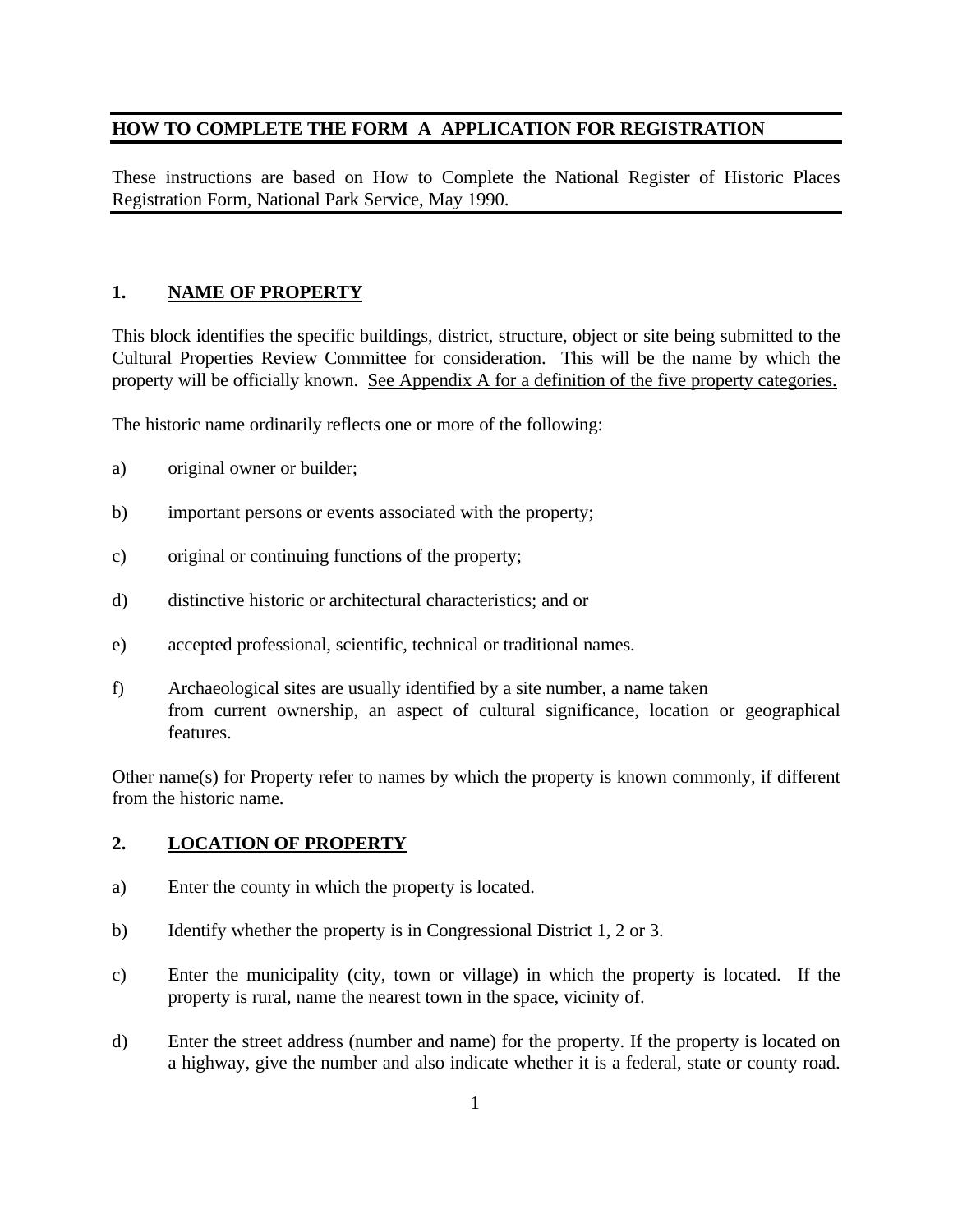## HOW TO COMPLETE THE FORM A APPLICATION FOR REGISTRATION

These instructions are based on How to Complete the National Register of Historic Places Registration Form, National Park Service, May 1990.

### 1. NAME OF PROPERTY

This block identifies the specific buildings, district, structure, object or site being submitted to the Cultural Properties Review Committee for consideration. This will be the name by which the property will be officially known. <u>See Appendix A for a definition of the five property categories.</u>

The historic name ordinarily reflects one or more of the following:

a) original owner or builder;

b) important persons or events associated with the property;

c) original or continuing functions of the property;

d) distinctive historic or architectural characteristics; and or

e) accepted professional, scientific, technical or traditional names.

f) Archaeological sites are usually identified by a site number, a name taken from current ownership, an aspect of cultural significance, location or geographical features.

Other name(s) for Property refer to names by which the property is known commonly, if different from the historic name.

### 2. LOCATION OF PROPERTY

a) Enter the county in which the property is located.

b) Identify whether the property is in Congressional District 1, 2 or 3.

c) Enter the municipality (city, town or village) in which the property is located. If the property is rural, name the nearest town in the space, vicinity of.

d) Enter the street address (number and name) for the property. If the property is located on a highway, give the number and also indicate whether it is a federal, state or county road.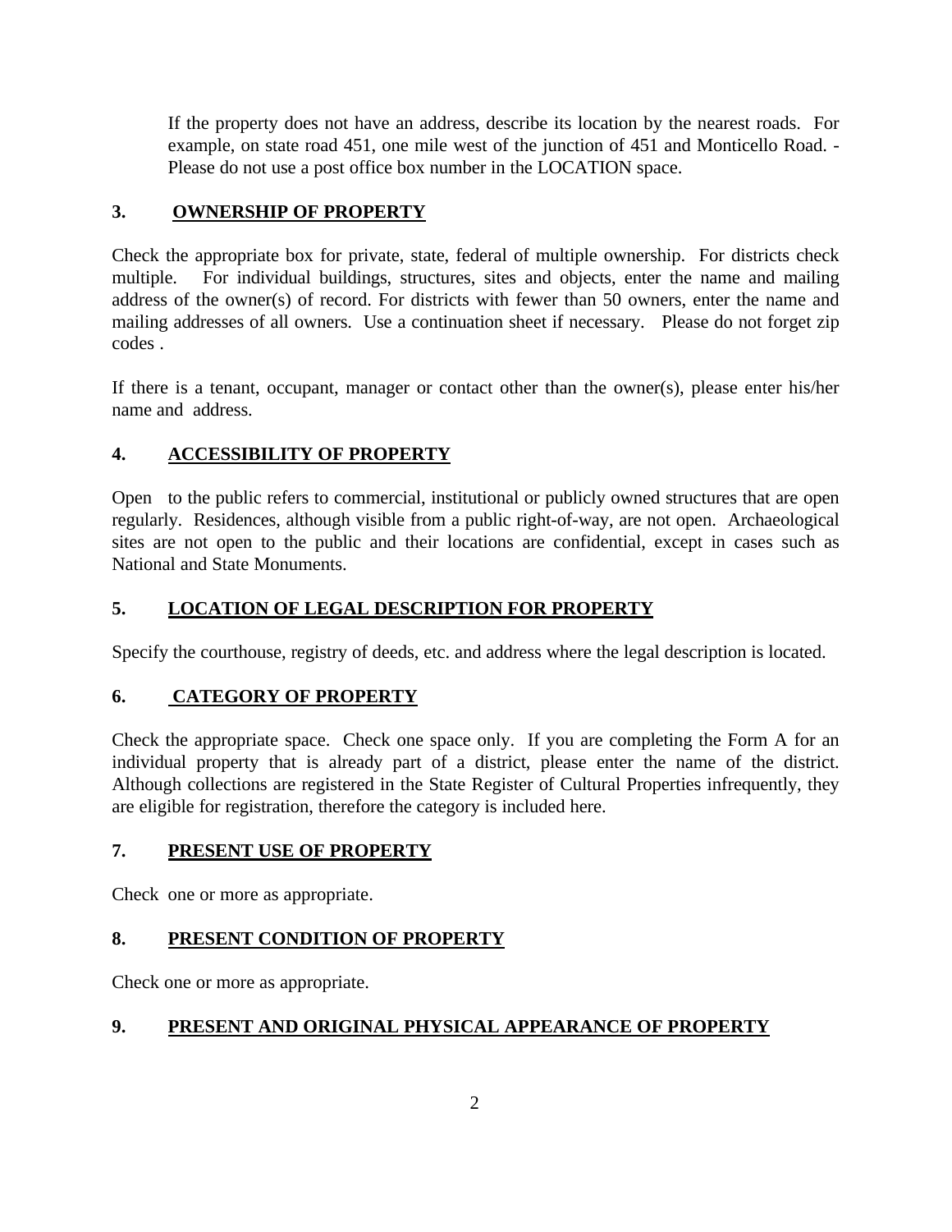If the property does not have an address, describe its location by the nearest roads. For example, on state road 451, one mile west of the junction of 451 and Monticello Road. - Please do not use a post office box number in the LOCATION space.

### 3. OWNERSHIP OF PROPERTY

Check the appropriate box for private, state, federal of multiple ownership. For districts check multiple. For individual buildings, structures, sites and objects, enter the name and mailing address of the owner(s) of record. For districts with fewer than 50 owners, enter the name and mailing addresses of all owners. Use a continuation sheet if necessary. Please do not forget zip codes .

If there is a tenant, occupant, manager or contact other than the owner(s), please enter his/her name and address.

### 4. ACCESSIBILITY OF PROPERTY

Open to the public refers to commercial, institutional or publicly owned structures that are open regularly. Residences, although visible from a public right-of-way, are not open. Archaeological sites are not open to the public and their locations are confidential, except in cases such as National and State Monuments.

### 5. LOCATION OF LEGAL DESCRIPTION FOR PROPERTY

Specify the courthouse, registry of deeds, etc. and address where the legal description is located.

### 6. CATEGORY OF PROPERTY

Check the appropriate space. Check one space only. If you are completing the Form A for an individual property that is already part of a district, please enter the name of the district. Although collections are registered in the State Register of Cultural Properties infrequently, they are eligible for registration, therefore the category is included here.

### 7. PRESENT USE OF PROPERTY

Check one or more as appropriate.

### 8. PRESENT CONDITION OF PROPERTY

Check one or more as appropriate.

### 9. PRESENT AND ORIGINAL PHYSICAL APPEARANCE OF PROPERTY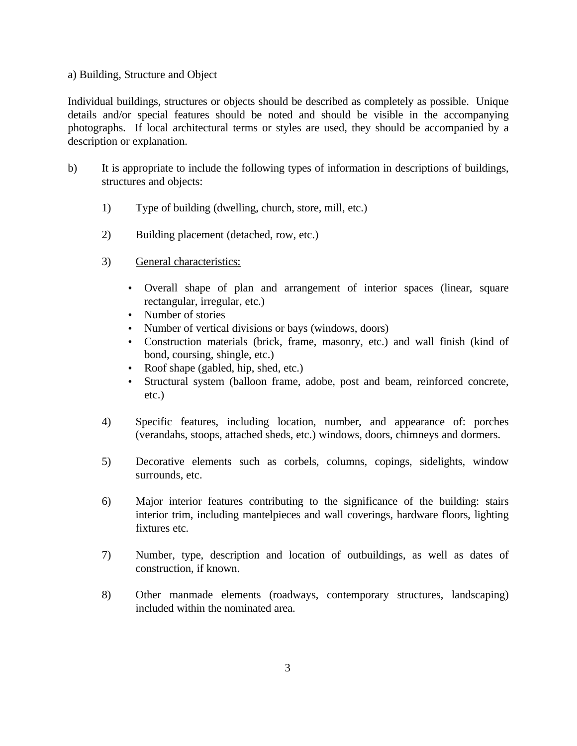a) Building, Structure and Object

Individual buildings, structures or objects should be described as completely as possible. Unique details and/or special features should be noted and should be visible in the accompanying photographs. If local architectural terms or styles are used, they should be accompanied by a description or explanation.

b) It is appropriate to include the following types of information in descriptions of buildings, structures and objects:

   1) Type of building (dwelling, church, store, mill, etc.)

   2) Building placement (detached, row, etc.)

   3) <u>General characteristics:</u>

      - Overall shape of plan and arrangement of interior spaces (linear, square rectangular, irregular, etc.)
      - Number of stories
      - Number of vertical divisions or bays (windows, doors)
      - Construction materials (brick, frame, masonry, etc.) and wall finish (kind of bond, coursing, shingle, etc.)
      - Roof shape (gabled, hip, shed, etc.)
      - Structural system (balloon frame, adobe, post and beam, reinforced concrete, etc.)

   4) Specific features, including location, number, and appearance of: porches (verandahs, stoops, attached sheds, etc.) windows, doors, chimneys and dormers.

   5) Decorative elements such as corbels, columns, copings, sidelights, window surrounds, etc.

   6) Major interior features contributing to the significance of the building: stairs interior trim, including mantelpieces and wall coverings, hardware floors, lighting fixtures etc.

   7) Number, type, description and location of outbuildings, as well as dates of construction, if known.

   8) Other manmade elements (roadways, contemporary structures, landscaping) included within the nominated area.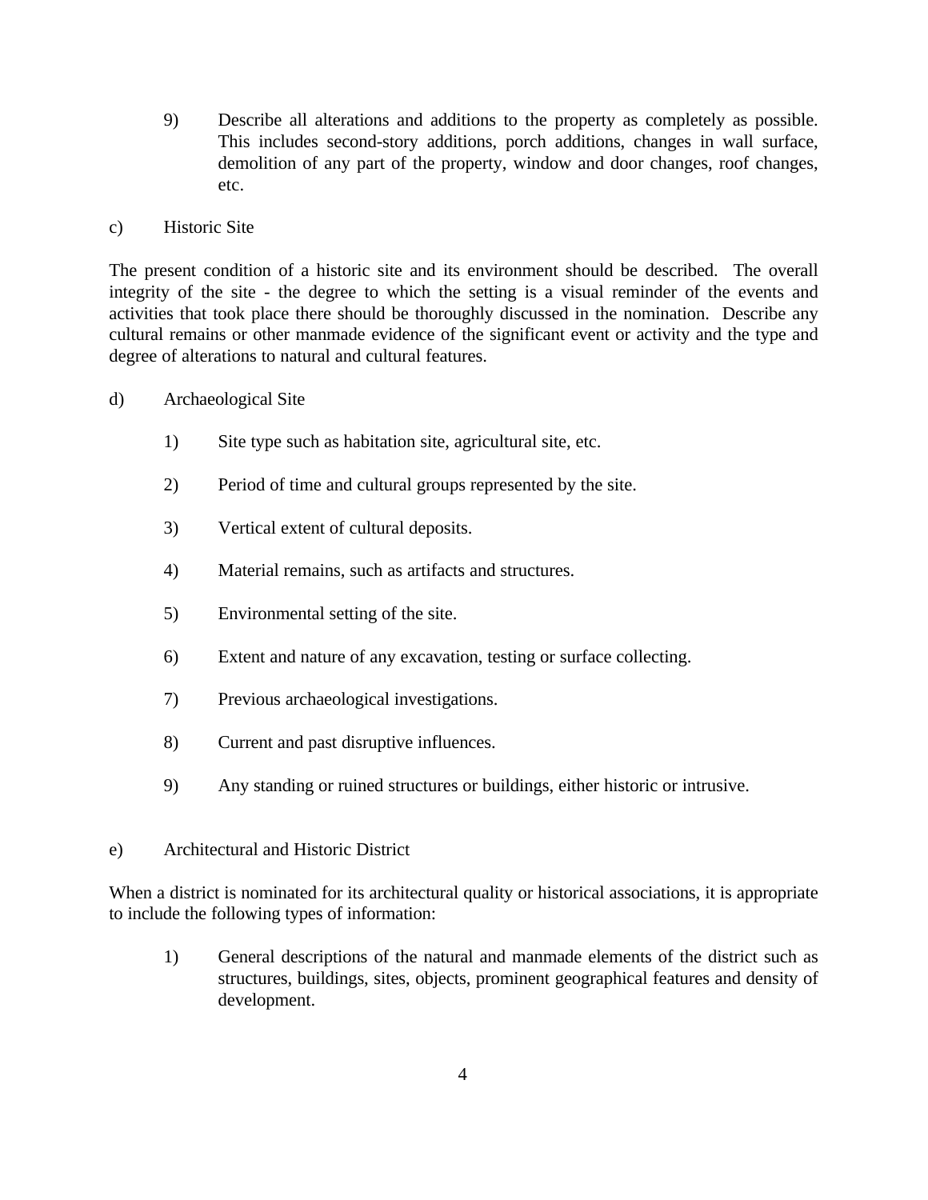9) Describe all alterations and additions to the property as completely as possible. This includes second-story additions, porch additions, changes in wall surface, demolition of any part of the property, window and door changes, roof changes, etc.

c) Historic Site

The present condition of a historic site and its environment should be described. The overall integrity of the site - the degree to which the setting is a visual reminder of the events and activities that took place there should be thoroughly discussed in the nomination. Describe any cultural remains or other manmade evidence of the significant event or activity and the type and degree of alterations to natural and cultural features.

d) Archaeological Site

1) Site type such as habitation site, agricultural site, etc.

2) Period of time and cultural groups represented by the site.

3) Vertical extent of cultural deposits.

4) Material remains, such as artifacts and structures.

5) Environmental setting of the site.

6) Extent and nature of any excavation, testing or surface collecting.

7) Previous archaeological investigations.

8) Current and past disruptive influences.

9) Any standing or ruined structures or buildings, either historic or intrusive.

e) Architectural and Historic District

When a district is nominated for its architectural quality or historical associations, it is appropriate to include the following types of information:

1) General descriptions of the natural and manmade elements of the district such as structures, buildings, sites, objects, prominent geographical features and density of development.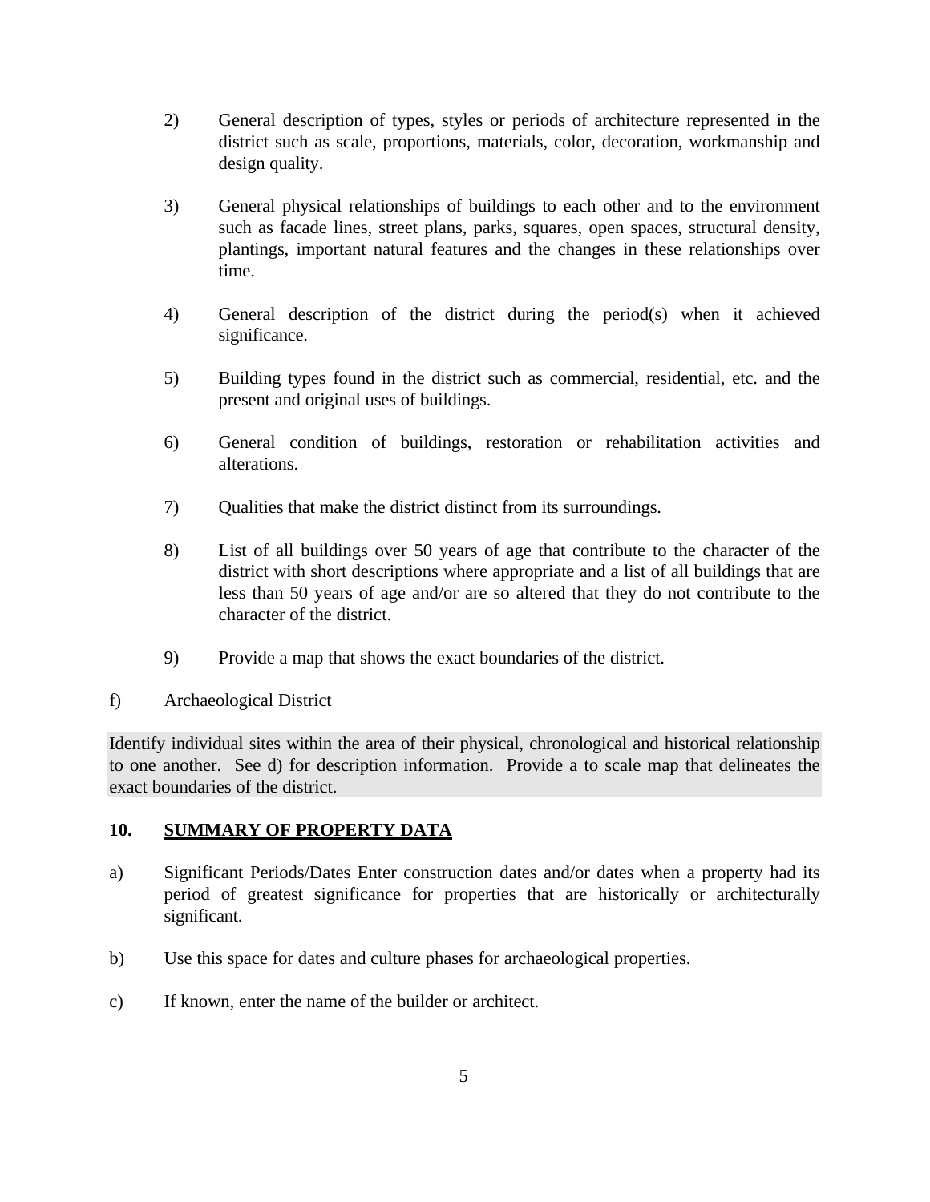2) General description of types, styles or periods of architecture represented in the district such as scale, proportions, materials, color, decoration, workmanship and design quality.

3) General physical relationships of buildings to each other and to the environment such as facade lines, street plans, parks, squares, open spaces, structural density, plantings, important natural features and the changes in these relationships over time.

4) General description of the district during the period(s) when it achieved significance.

5) Building types found in the district such as commercial, residential, etc. and the present and original uses of buildings.

6) General condition of buildings, restoration or rehabilitation activities and alterations.

7) Qualities that make the district distinct from its surroundings.

8) List of all buildings over 50 years of age that contribute to the character of the district with short descriptions where appropriate and a list of all buildings that are less than 50 years of age and/or are so altered that they do not contribute to the character of the district.

9) Provide a map that shows the exact boundaries of the district.

f) Archaeological District

Identify individual sites within the area of their physical, chronological and historical relationship to one another. See d) for description information. Provide a to scale map that delineates the exact boundaries of the district.

## 10. SUMMARY OF PROPERTY DATA

a) Significant Periods/Dates Enter construction dates and/or dates when a property had its period of greatest significance for properties that are historically or architecturally significant.

b) Use this space for dates and culture phases for archaeological properties.

c) If known, enter the name of the builder or architect.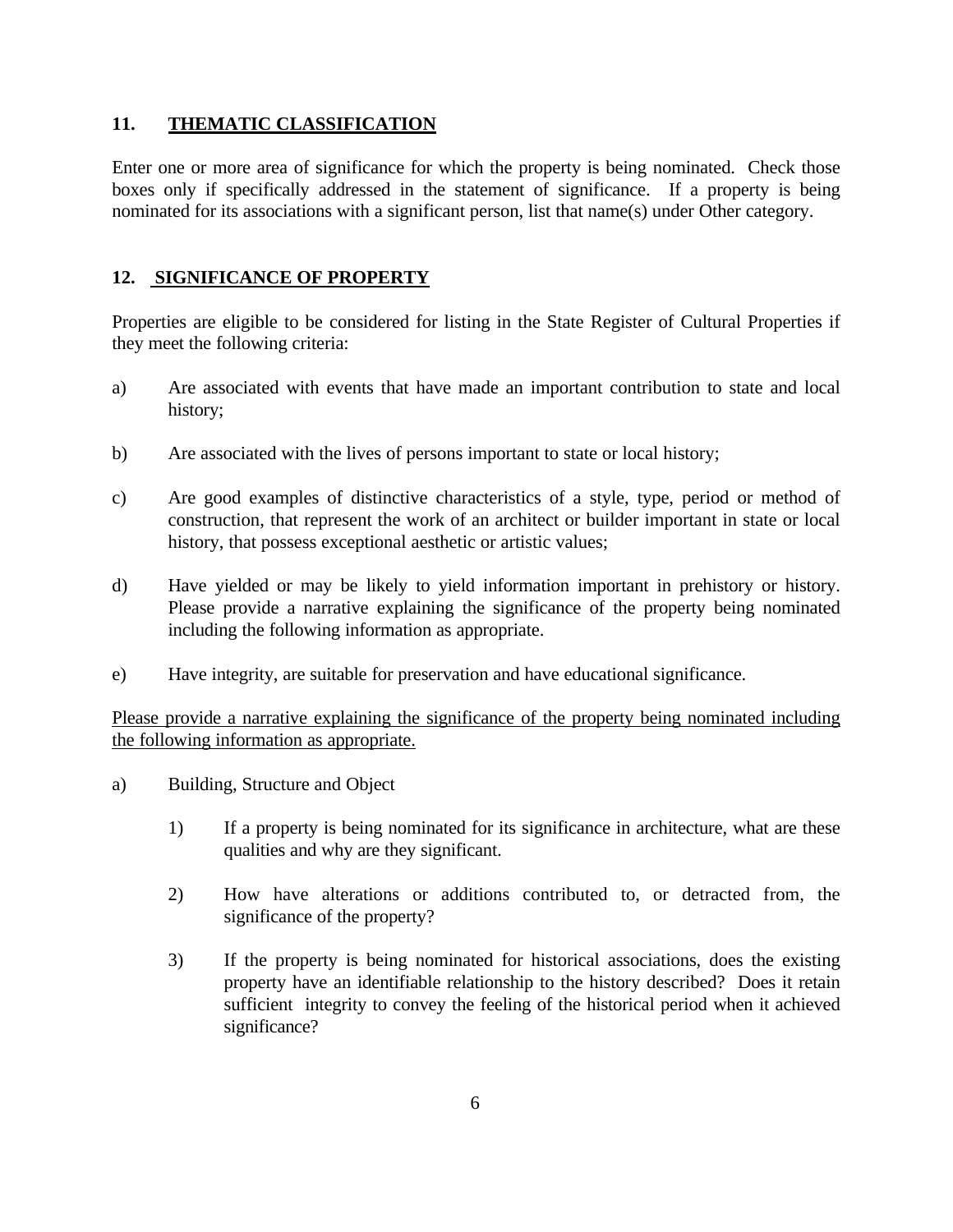## 11. THEMATIC CLASSIFICATION

Enter one or more area of significance for which the property is being nominated. Check those boxes only if specifically addressed in the statement of significance. If a property is being nominated for its associations with a significant person, list that name(s) under Other category.

## 12. SIGNIFICANCE OF PROPERTY

Properties are eligible to be considered for listing in the State Register of Cultural Properties if they meet the following criteria:

a) Are associated with events that have made an important contribution to state and local history;

b) Are associated with the lives of persons important to state or local history;

c) Are good examples of distinctive characteristics of a style, type, period or method of construction, that represent the work of an architect or builder important in state or local history, that possess exceptional aesthetic or artistic values;

d) Have yielded or may be likely to yield information important in prehistory or history. Please provide a narrative explaining the significance of the property being nominated including the following information as appropriate.

e) Have integrity, are suitable for preservation and have educational significance.

<u>Please provide a narrative explaining the significance of the property being nominated including the following information as appropriate.</u>

a) Building, Structure and Object

   1) If a property is being nominated for its significance in architecture, what are these qualities and why are they significant.

   2) How have alterations or additions contributed to, or detracted from, the significance of the property?

   3) If the property is being nominated for historical associations, does the existing property have an identifiable relationship to the history described? Does it retain sufficient integrity to convey the feeling of the historical period when it achieved significance?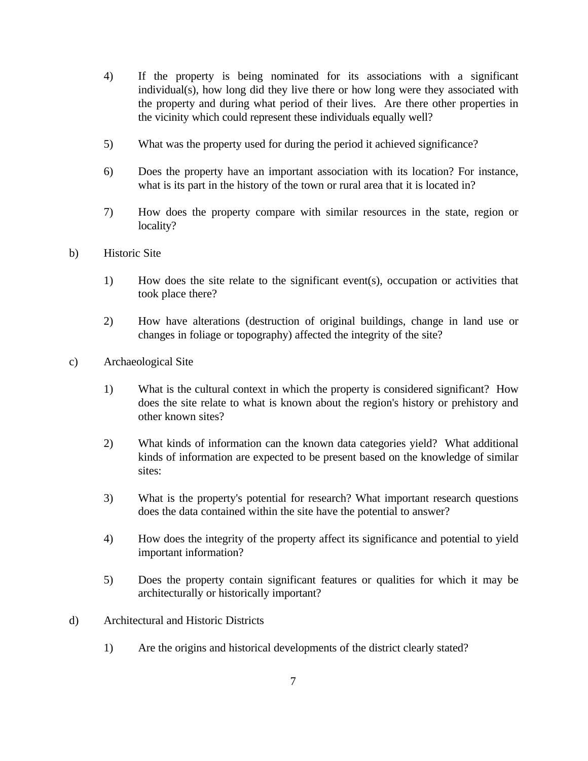4) If the property is being nominated for its associations with a significant individual(s), how long did they live there or how long were they associated with the property and during what period of their lives. Are there other properties in the vicinity which could represent these individuals equally well?

5) What was the property used for during the period it achieved significance?

6) Does the property have an important association with its location? For instance, what is its part in the history of the town or rural area that it is located in?

7) How does the property compare with similar resources in the state, region or locality?

b) Historic Site

1) How does the site relate to the significant event(s), occupation or activities that took place there?

2) How have alterations (destruction of original buildings, change in land use or changes in foliage or topography) affected the integrity of the site?

c) Archaeological Site

1) What is the cultural context in which the property is considered significant? How does the site relate to what is known about the region's history or prehistory and other known sites?

2) What kinds of information can the known data categories yield? What additional kinds of information are expected to be present based on the knowledge of similar sites:

3) What is the property's potential for research? What important research questions does the data contained within the site have the potential to answer?

4) How does the integrity of the property affect its significance and potential to yield important information?

5) Does the property contain significant features or qualities for which it may be architecturally or historically important?

d) Architectural and Historic Districts

1) Are the origins and historical developments of the district clearly stated?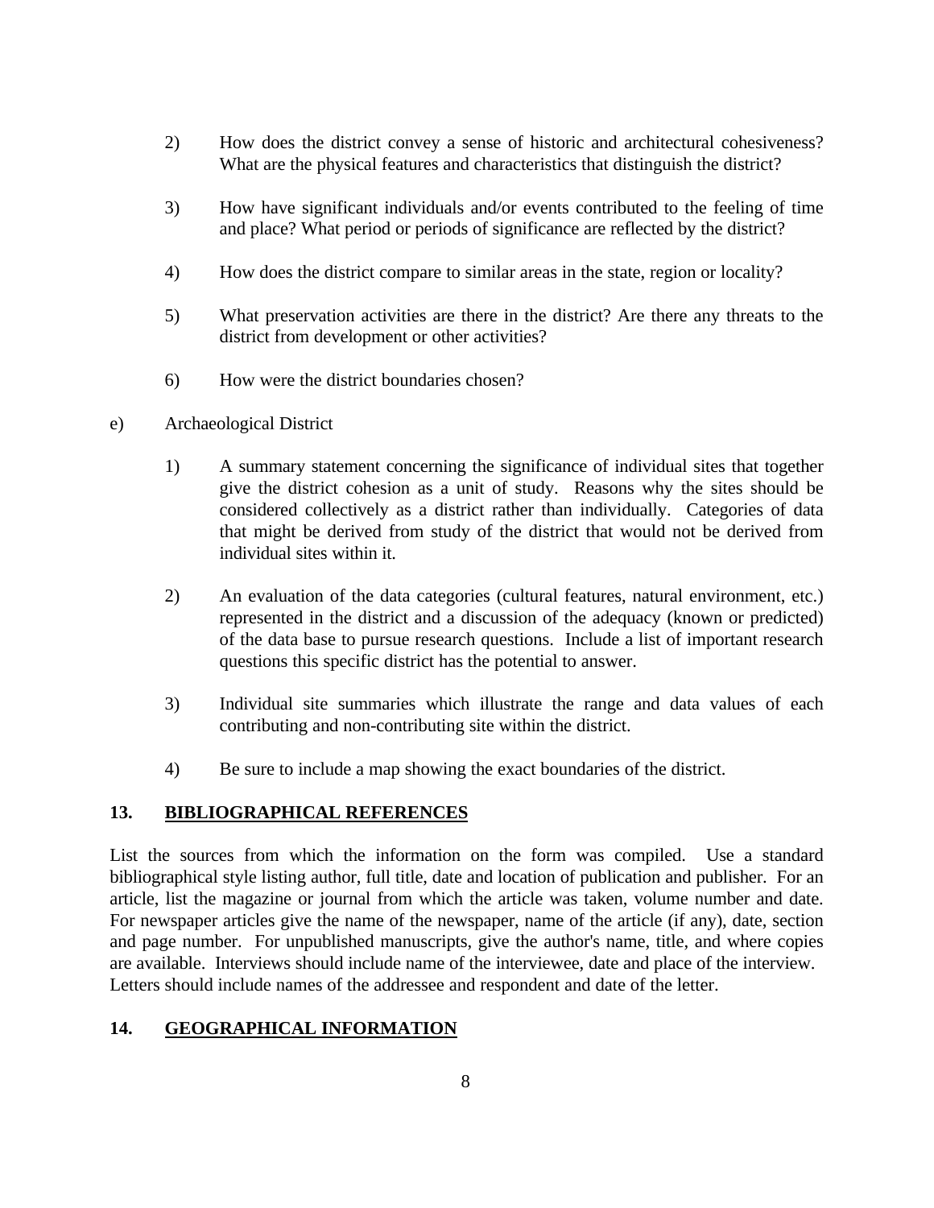2) How does the district convey a sense of historic and architectural cohesiveness? What are the physical features and characteristics that distinguish the district?

3) How have significant individuals and/or events contributed to the feeling of time and place? What period or periods of significance are reflected by the district?

4) How does the district compare to similar areas in the state, region or locality?

5) What preservation activities are there in the district? Are there any threats to the district from development or other activities?

6) How were the district boundaries chosen?

e) Archaeological District

1) A summary statement concerning the significance of individual sites that together give the district cohesion as a unit of study. Reasons why the sites should be considered collectively as a district rather than individually. Categories of data that might be derived from study of the district that would not be derived from individual sites within it.

2) An evaluation of the data categories (cultural features, natural environment, etc.) represented in the district and a discussion of the adequacy (known or predicted) of the data base to pursue research questions. Include a list of important research questions this specific district has the potential to answer.

3) Individual site summaries which illustrate the range and data values of each contributing and non-contributing site within the district.

4) Be sure to include a map showing the exact boundaries of the district.

## 13. BIBLIOGRAPHICAL REFERENCES

List the sources from which the information on the form was compiled. Use a standard bibliographical style listing author, full title, date and location of publication and publisher. For an article, list the magazine or journal from which the article was taken, volume number and date. For newspaper articles give the name of the newspaper, name of the article (if any), date, section and page number. For unpublished manuscripts, give the author's name, title, and where copies are available. Interviews should include name of the interviewee, date and place of the interview. Letters should include names of the addressee and respondent and date of the letter.

## 14. GEOGRAPHICAL INFORMATION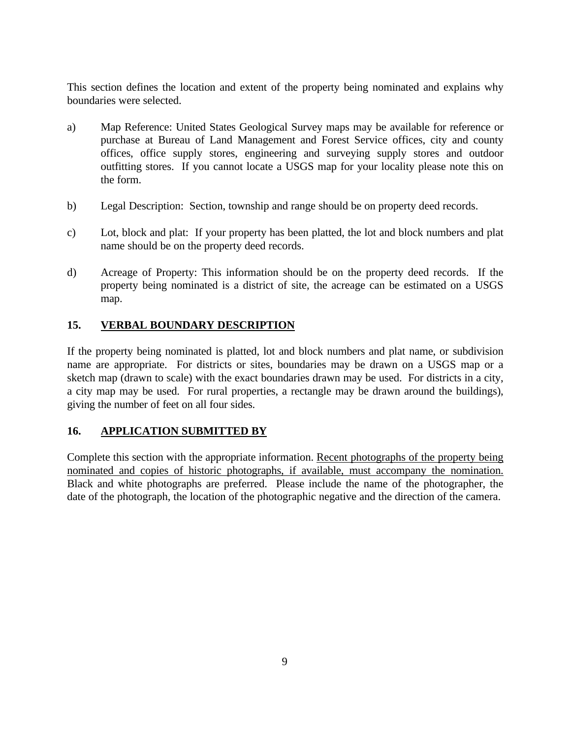This section defines the location and extent of the property being nominated and explains why boundaries were selected.

a) Map Reference: United States Geological Survey maps may be available for reference or purchase at Bureau of Land Management and Forest Service offices, city and county offices, office supply stores, engineering and surveying supply stores and outdoor outfitting stores. If you cannot locate a USGS map for your locality please note this on the form.

b) Legal Description: Section, township and range should be on property deed records.

c) Lot, block and plat: If your property has been platted, the lot and block numbers and plat name should be on the property deed records.

d) Acreage of Property: This information should be on the property deed records. If the property being nominated is a district of site, the acreage can be estimated on a USGS map.

## 15. VERBAL BOUNDARY DESCRIPTION

If the property being nominated is platted, lot and block numbers and plat name, or subdivision name are appropriate. For districts or sites, boundaries may be drawn on a USGS map or a sketch map (drawn to scale) with the exact boundaries drawn may be used. For districts in a city, a city map may be used. For rural properties, a rectangle may be drawn around the buildings), giving the number of feet on all four sides.

## 16. APPLICATION SUBMITTED BY

Complete this section with the appropriate information. Recent photographs of the property being nominated and copies of historic photographs, if available, must accompany the nomination. Black and white photographs are preferred. Please include the name of the photographer, the date of the photograph, the location of the photographic negative and the direction of the camera.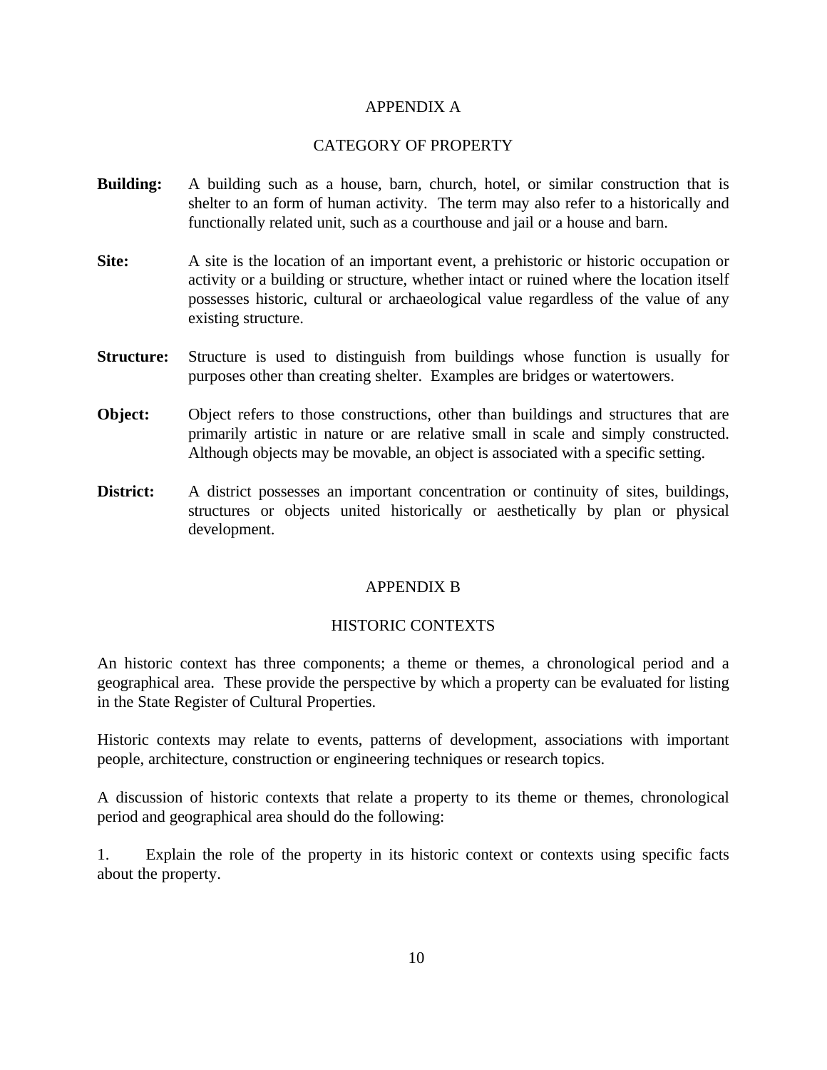## APPENDIX A

### CATEGORY OF PROPERTY

**Building:** A building such as a house, barn, church, hotel, or similar construction that is shelter to an form of human activity. The term may also refer to a historically and functionally related unit, such as a courthouse and jail or a house and barn.

**Site:** A site is the location of an important event, a prehistoric or historic occupation or activity or a building or structure, whether intact or ruined where the location itself possesses historic, cultural or archaeological value regardless of the value of any existing structure.

**Structure:** Structure is used to distinguish from buildings whose function is usually for purposes other than creating shelter. Examples are bridges or watertowers.

**Object:** Object refers to those constructions, other than buildings and structures that are primarily artistic in nature or are relative small in scale and simply constructed. Although objects may be movable, an object is associated with a specific setting.

**District:** A district possesses an important concentration or continuity of sites, buildings, structures or objects united historically or aesthetically by plan or physical development.

## APPENDIX B

### HISTORIC CONTEXTS

An historic context has three components; a theme or themes, a chronological period and a geographical area. These provide the perspective by which a property can be evaluated for listing in the State Register of Cultural Properties.

Historic contexts may relate to events, patterns of development, associations with important people, architecture, construction or engineering techniques or research topics.

A discussion of historic contexts that relate a property to its theme or themes, chronological period and geographical area should do the following:

1. Explain the role of the property in its historic context or contexts using specific facts about the property.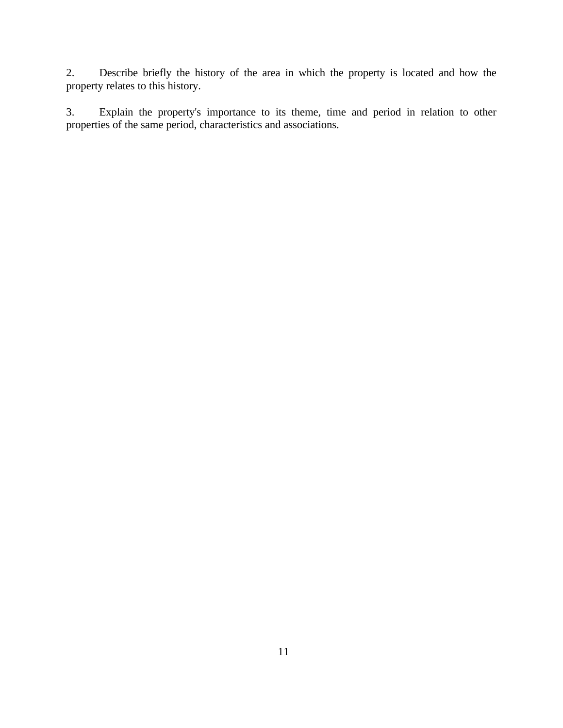2. Describe briefly the history of the area in which the property is located and how the property relates to this history.

3. Explain the property's importance to its theme, time and period in relation to other properties of the same period, characteristics and associations.